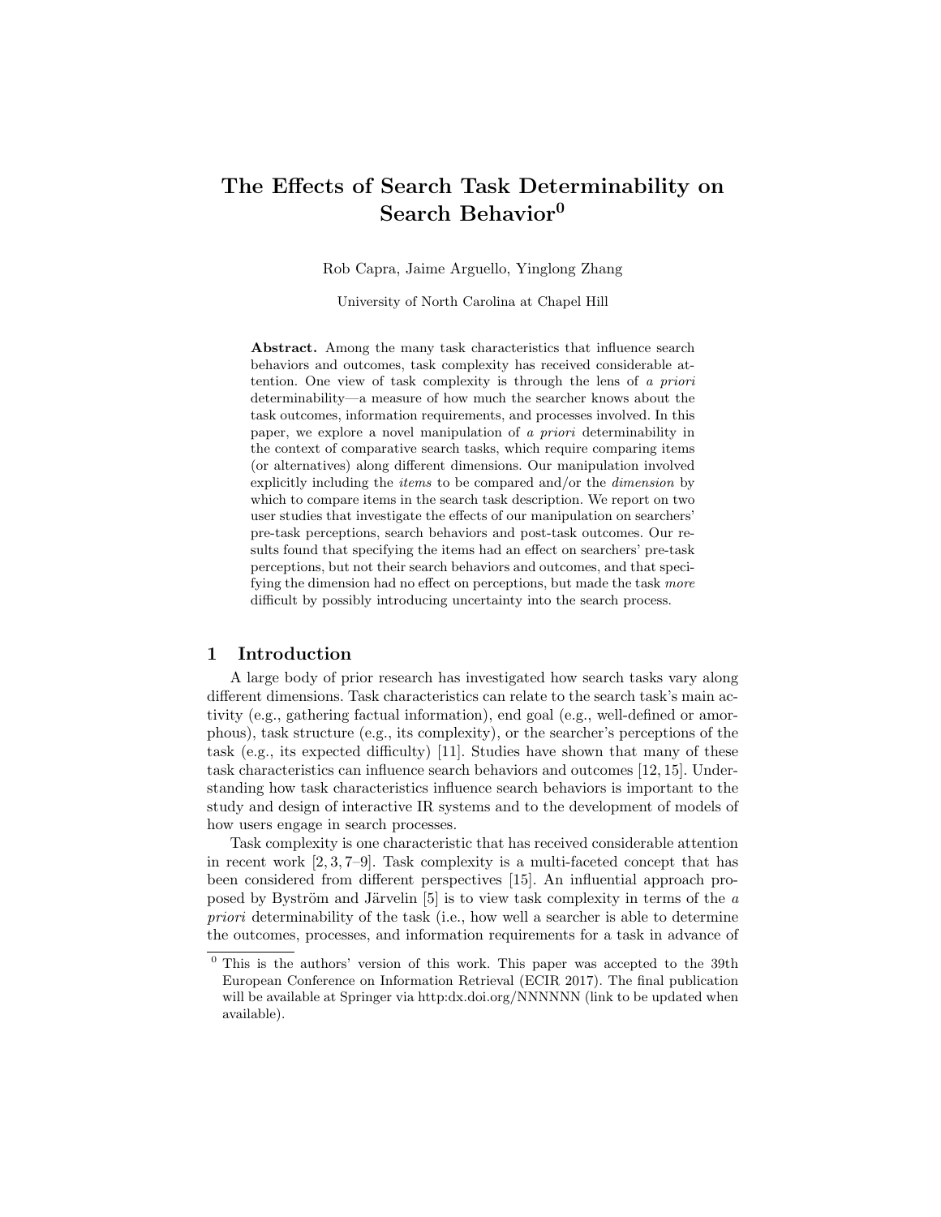# The Effects of Search Task Determinability on Search Behavior[0]

Rob Capra, Jaime Arguello, Yinglong Zhang

University of North Carolina at Chapel Hill

**Abstract.** Among the many task characteristics that influence search behaviors and outcomes, task complexity has received considerable attention. One view of task complexity is through the lens of *a priori* determinability—a measure of how much the searcher knows about the task outcomes, information requirements, and processes involved. In this paper, we explore a novel manipulation of *a priori* determinability in the context of comparative search tasks, which require comparing items (or alternatives) along different dimensions. Our manipulation involved explicitly including the *items* to be compared and/or the *dimension* by which to compare items in the search task description. We report on two user studies that investigate the effects of our manipulation on searchers' pre-task perceptions, search behaviors and post-task outcomes. Our results found that specifying the items had an effect on searchers' pre-task perceptions, but not their search behaviors and outcomes, and that specifying the dimension had no effect on perceptions, but made the task *more* difficult by possibly introducing uncertainty into the search process.

## 1 Introduction

A large body of prior research has investigated how search tasks vary along different dimensions. Task characteristics can relate to the search task's main activity (e.g., gathering factual information), end goal (e.g., well-defined or amorphous), task structure (e.g., its complexity), or the searcher's perceptions of the task (e.g., its expected difficulty) [11]. Studies have shown that many of these task characteristics can influence search behaviors and outcomes [12, 15]. Understanding how task characteristics influence search behaviors is important to the study and design of interactive IR systems and to the development of models of how users engage in search processes.

Task complexity is one characteristic that has received considerable attention in recent work [2, 3, 7–9]. Task complexity is a multi-faceted concept that has been considered from different perspectives [15]. An influential approach proposed by Byström and Järvelin [5] is to view task complexity in terms of the *a priori* determinability of the task (i.e., how well a searcher is able to determine the outcomes, processes, and information requirements for a task in advance of

[0] This is the authors' version of this work. This paper was accepted to the 39th European Conference on Information Retrieval (ECIR 2017). The final publication will be available at Springer via http:dx.doi.org/NNNNNN (link to be updated when available).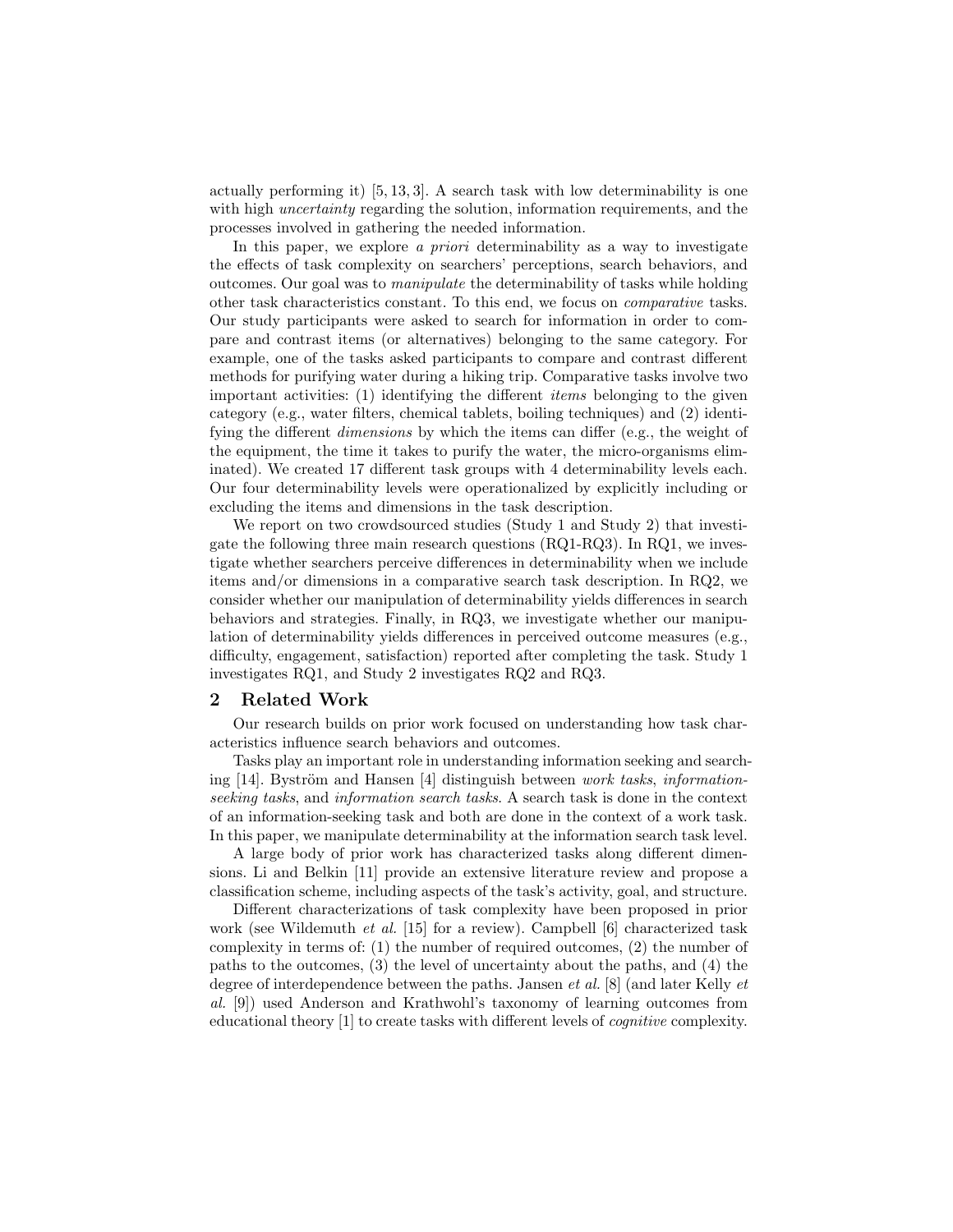actually performing it) [5, 13, 3]. A search task with low determinability is one with high *uncertainty* regarding the solution, information requirements, and the processes involved in gathering the needed information.

In this paper, we explore *a priori* determinability as a way to investigate the effects of task complexity on searchers' perceptions, search behaviors, and outcomes. Our goal was to *manipulate* the determinability of tasks while holding other task characteristics constant. To this end, we focus on *comparative* tasks. Our study participants were asked to search for information in order to compare and contrast items (or alternatives) belonging to the same category. For example, one of the tasks asked participants to compare and contrast different methods for purifying water during a hiking trip. Comparative tasks involve two important activities: (1) identifying the different *items* belonging to the given category (e.g., water filters, chemical tablets, boiling techniques) and (2) identifying the different *dimensions* by which the items can differ (e.g., the weight of the equipment, the time it takes to purify the water, the micro-organisms eliminated). We created 17 different task groups with 4 determinability levels each. Our four determinability levels were operationalized by explicitly including or excluding the items and dimensions in the task description.

We report on two crowdsourced studies (Study 1 and Study 2) that investigate the following three main research questions (RQ1-RQ3). In RQ1, we investigate whether searchers perceive differences in determinability when we include items and/or dimensions in a comparative search task description. In RQ2, we consider whether our manipulation of determinability yields differences in search behaviors and strategies. Finally, in RQ3, we investigate whether our manipulation of determinability yields differences in perceived outcome measures (e.g., difficulty, engagement, satisfaction) reported after completing the task. Study 1 investigates RQ1, and Study 2 investigates RQ2 and RQ3.

## 2 Related Work

Our research builds on prior work focused on understanding how task characteristics influence search behaviors and outcomes.

Tasks play an important role in understanding information seeking and searching [14]. Byström and Hansen [4] distinguish between *work tasks*, *information-seeking tasks*, and *information search tasks*. A search task is done in the context of an information-seeking task and both are done in the context of a work task. In this paper, we manipulate determinability at the information search task level.

A large body of prior work has characterized tasks along different dimensions. Li and Belkin [11] provide an extensive literature review and propose a classification scheme, including aspects of the task's activity, goal, and structure.

Different characterizations of task complexity have been proposed in prior work (see Wildemuth *et al.* [15] for a review). Campbell [6] characterized task complexity in terms of: (1) the number of required outcomes, (2) the number of paths to the outcomes, (3) the level of uncertainty about the paths, and (4) the degree of interdependence between the paths. Jansen *et al.* [8] (and later Kelly *et al.* [9]) used Anderson and Krathwohl's taxonomy of learning outcomes from educational theory [1] to create tasks with different levels of *cognitive* complexity.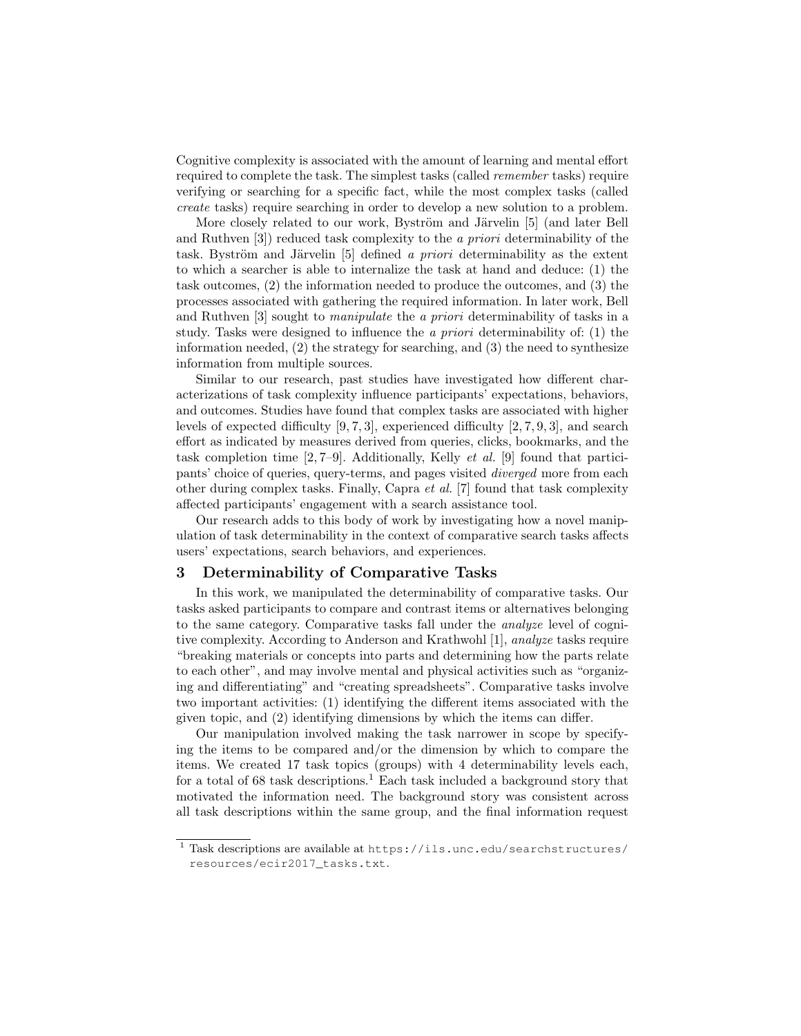Cognitive complexity is associated with the amount of learning and mental effort required to complete the task. The simplest tasks (called *remember* tasks) require verifying or searching for a specific fact, while the most complex tasks (called *create* tasks) require searching in order to develop a new solution to a problem.

More closely related to our work, Byström and Järvelin [5] (and later Bell and Ruthven [3]) reduced task complexity to the *a priori* determinability of the task. Byström and Järvelin [5] defined *a priori* determinability as the extent to which a searcher is able to internalize the task at hand and deduce: (1) the task outcomes, (2) the information needed to produce the outcomes, and (3) the processes associated with gathering the required information. In later work, Bell and Ruthven [3] sought to *manipulate* the *a priori* determinability of tasks in a study. Tasks were designed to influence the *a priori* determinability of: (1) the information needed, (2) the strategy for searching, and (3) the need to synthesize information from multiple sources.

Similar to our research, past studies have investigated how different characterizations of task complexity influence participants' expectations, behaviors, and outcomes. Studies have found that complex tasks are associated with higher levels of expected difficulty [9, 7, 3], experienced difficulty [2, 7, 9, 3], and search effort as indicated by measures derived from queries, clicks, bookmarks, and the task completion time [2, 7–9]. Additionally, Kelly *et al.* [9] found that participants' choice of queries, query-terms, and pages visited *diverged* more from each other during complex tasks. Finally, Capra *et al.* [7] found that task complexity affected participants' engagement with a search assistance tool.

Our research adds to this body of work by investigating how a novel manipulation of task determinability in the context of comparative search tasks affects users' expectations, search behaviors, and experiences.

## 3 Determinability of Comparative Tasks

In this work, we manipulated the determinability of comparative tasks. Our tasks asked participants to compare and contrast items or alternatives belonging to the same category. Comparative tasks fall under the *analyze* level of cognitive complexity. According to Anderson and Krathwohl [1], *analyze* tasks require "breaking materials or concepts into parts and determining how the parts relate to each other", and may involve mental and physical activities such as "organizing and differentiating" and "creating spreadsheets". Comparative tasks involve two important activities: (1) identifying the different items associated with the given topic, and (2) identifying dimensions by which the items can differ.

Our manipulation involved making the task narrower in scope by specifying the items to be compared and/or the dimension by which to compare the items. We created 17 task topics (groups) with 4 determinability levels each, for a total of 68 task descriptions.[1] Each task included a background story that motivated the information need. The background story was consistent across all task descriptions within the same group, and the final information request

[1] Task descriptions are available at `https://ils.unc.edu/searchstructures/resources/ecir2017_tasks.txt`.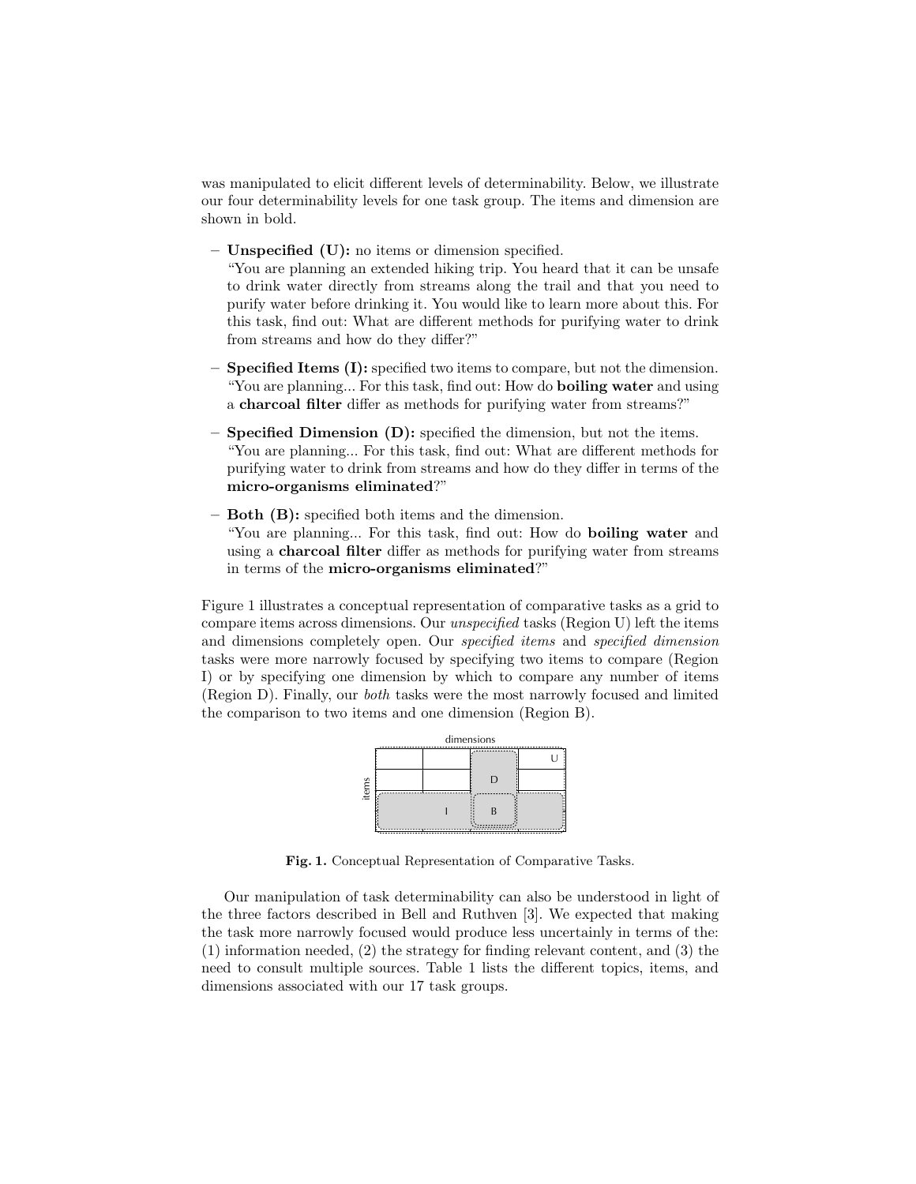was manipulated to elicit different levels of determinability. Below, we illustrate our four determinability levels for one task group. The items and dimension are shown in bold.

- **Unspecified (U):** no items or dimension specified.
  "You are planning an extended hiking trip. You heard that it can be unsafe to drink water directly from streams along the trail and that you need to purify water before drinking it. You would like to learn more about this. For this task, find out: What are different methods for purifying water to drink from streams and how do they differ?"
- **Specified Items (I):** specified two items to compare, but not the dimension.
  "You are planning... For this task, find out: How do **boiling water** and using a **charcoal filter** differ as methods for purifying water from streams?"
- **Specified Dimension (D):** specified the dimension, but not the items.
  "You are planning... For this task, find out: What are different methods for purifying water to drink from streams and how do they differ in terms of the **micro-organisms eliminated**?"
- **Both (B):** specified both items and the dimension.
  "You are planning... For this task, find out: How do **boiling water** and using a **charcoal filter** differ as methods for purifying water from streams in terms of the **micro-organisms eliminated**?"

Figure 1 illustrates a conceptual representation of comparative tasks as a grid to compare items across dimensions. Our *unspecified* tasks (Region U) left the items and dimensions completely open. Our *specified items* and *specified dimension* tasks were more narrowly focused by specifying two items to compare (Region I) or by specifying one dimension by which to compare any number of items (Region D). Finally, our *both* tasks were the most narrowly focused and limited the comparison to two items and one dimension (Region B).

**Fig. 1.** Conceptual Representation of Comparative Tasks.

Our manipulation of task determinability can also be understood in light of the three factors described in Bell and Ruthven [3]. We expected that making the task more narrowly focused would produce less uncertainly in terms of the: (1) information needed, (2) the strategy for finding relevant content, and (3) the need to consult multiple sources. Table 1 lists the different topics, items, and dimensions associated with our 17 task groups.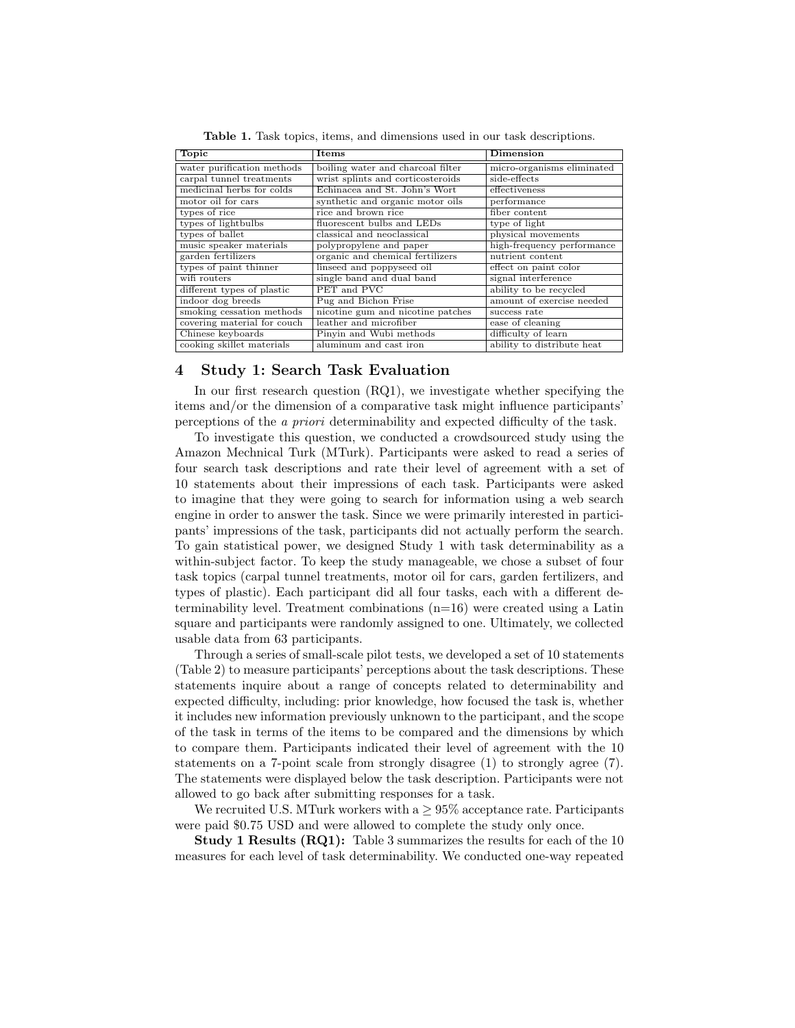**Table 1.** Task topics, items, and dimensions used in our task descriptions.

| Topic | Items | Dimension |
|---|---|---|
| water purification methods | boiling water and charcoal filter | micro-organisms eliminated |
| carpal tunnel treatments | wrist splints and corticosteroids | side-effects |
| medicinal herbs for colds | Echinacea and St. John's Wort | effectiveness |
| motor oil for cars | synthetic and organic motor oils | performance |
| types of rice | rice and brown rice | fiber content |
| types of lightbulbs | fluorescent bulbs and LEDs | type of light |
| types of ballet | classical and neoclassical | physical movements |
| music speaker materials | polypropylene and paper | high-frequency performance |
| garden fertilizers | organic and chemical fertilizers | nutrient content |
| types of paint thinner | linseed and poppyseed oil | effect on paint color |
| wifi routers | single band and dual band | signal interference |
| different types of plastic | PET and PVC | ability to be recycled |
| indoor dog breeds | Pug and Bichon Frise | amount of exercise needed |
| smoking cessation methods | nicotine gum and nicotine patches | success rate |
| covering material for couch | leather and microfiber | ease of cleaning |
| Chinese keyboards | Pinyin and Wubi methods | difficulty of learn |
| cooking skillet materials | aluminum and cast iron | ability to distribute heat |

## 4 Study 1: Search Task Evaluation

In our first research question (RQ1), we investigate whether specifying the items and/or the dimension of a comparative task might influence participants' perceptions of the *a priori* determinability and expected difficulty of the task.

To investigate this question, we conducted a crowdsourced study using the Amazon Mechnical Turk (MTurk). Participants were asked to read a series of four search task descriptions and rate their level of agreement with a set of 10 statements about their impressions of each task. Participants were asked to imagine that they were going to search for information using a web search engine in order to answer the task. Since we were primarily interested in participants' impressions of the task, participants did not actually perform the search. To gain statistical power, we designed Study 1 with task determinability as a within-subject factor. To keep the study manageable, we chose a subset of four task topics (carpal tunnel treatments, motor oil for cars, garden fertilizers, and types of plastic). Each participant did all four tasks, each with a different determinability level. Treatment combinations (n=16) were created using a Latin square and participants were randomly assigned to one. Ultimately, we collected usable data from 63 participants.

Through a series of small-scale pilot tests, we developed a set of 10 statements (Table 2) to measure participants' perceptions about the task descriptions. These statements inquire about a range of concepts related to determinability and expected difficulty, including: prior knowledge, how focused the task is, whether it includes new information previously unknown to the participant, and the scope of the task in terms of the items to be compared and the dimensions by which to compare them. Participants indicated their level of agreement with the 10 statements on a 7-point scale from strongly disagree (1) to strongly agree (7). The statements were displayed below the task description. Participants were not allowed to go back after submitting responses for a task.

We recruited U.S. MTurk workers with a $\geq 95\%$ acceptance rate. Participants were paid \$0.75 USD and were allowed to complete the study only once.

**Study 1 Results (RQ1):** Table 3 summarizes the results for each of the 10 measures for each level of task determinability. We conducted one-way repeated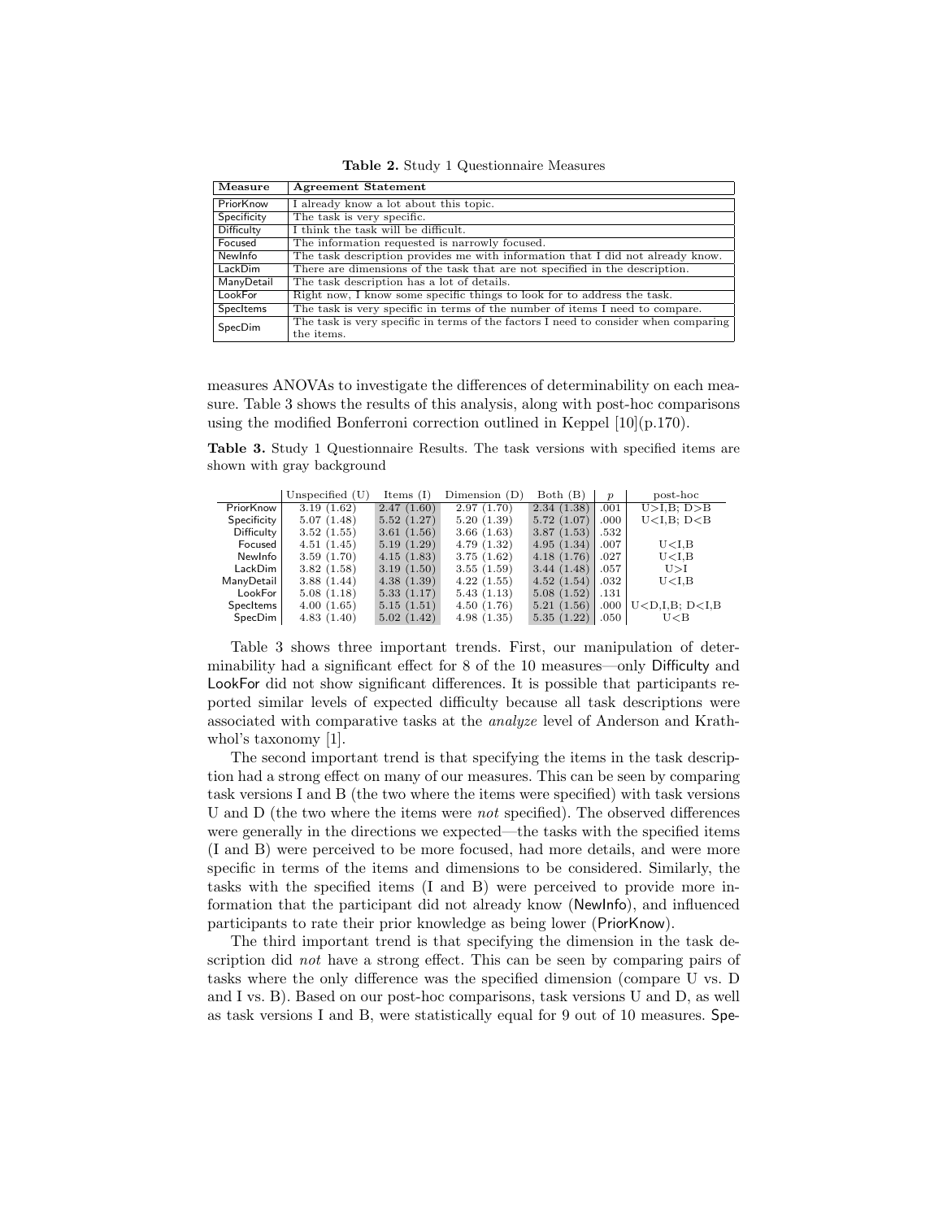**Table 2.** Study 1 Questionnaire Measures

| Measure | Agreement Statement |
|---|---|
| PriorKnow | I already know a lot about this topic. |
| Specificity | The task is very specific. |
| Difficulty | I think the task will be difficult. |
| Focused | The information requested is narrowly focused. |
| NewInfo | The task description provides me with information that I did not already know. |
| LackDim | There are dimensions of the task that are not specified in the description. |
| ManyDetail | The task description has a lot of details. |
| LookFor | Right now, I know some specific things to look for to address the task. |
| SpecItems | The task is very specific in terms of the number of items I need to compare. |
| SpecDim | The task is very specific in terms of the factors I need to consider when comparing the items. |

measures ANOVAs to investigate the differences of determinability on each measure. Table 3 shows the results of this analysis, along with post-hoc comparisons using the modified Bonferroni correction outlined in Keppel [10](p.170).

**Table 3.** Study 1 Questionnaire Results. The task versions with specified items are shown with gray background

| | Unspecified (U) | Items (I) | Dimension (D) | Both (B) | $p$ | post-hoc |
|---|---|---|---|---|---|---|
| PriorKnow | 3.19 (1.62) | 2.47 (1.60) | 2.97 (1.70) | 2.34 (1.38) | .001 | U>I,B; D>B |
| Specificity | 5.07 (1.48) | 5.52 (1.27) | 5.20 (1.39) | 5.72 (1.07) | .000 | U<I,B; D<B |
| Difficulty | 3.52 (1.55) | 3.61 (1.56) | 3.66 (1.63) | 3.87 (1.53) | .532 | |
| Focused | 4.51 (1.45) | 5.19 (1.29) | 4.79 (1.32) | 4.95 (1.34) | .007 | U<I,B |
| NewInfo | 3.59 (1.70) | 4.15 (1.83) | 3.75 (1.62) | 4.18 (1.76) | .027 | U<I,B |
| LackDim | 3.82 (1.58) | 3.19 (1.50) | 3.55 (1.59) | 3.44 (1.48) | .057 | U>I |
| ManyDetail | 3.88 (1.44) | 4.38 (1.39) | 4.22 (1.55) | 4.52 (1.54) | .032 | U<I,B |
| LookFor | 5.08 (1.18) | 5.33 (1.17) | 5.43 (1.13) | 5.08 (1.52) | .131 | |
| SpecItems | 4.00 (1.65) | 5.15 (1.51) | 4.50 (1.76) | 5.21 (1.56) | .000 | U<D,I,B; D<I,B |
| SpecDim | 4.83 (1.40) | 5.02 (1.42) | 4.98 (1.35) | 5.35 (1.22) | .050 | U<B |

Table 3 shows three important trends. First, our manipulation of determinability had a significant effect for 8 of the 10 measures—only Difficulty and LookFor did not show significant differences. It is possible that participants reported similar levels of expected difficulty because all task descriptions were associated with comparative tasks at the *analyze* level of Anderson and Krathwhol's taxonomy [1].

The second important trend is that specifying the items in the task description had a strong effect on many of our measures. This can be seen by comparing task versions I and B (the two where the items were specified) with task versions U and D (the two where the items were *not* specified). The observed differences were generally in the directions we expected—the tasks with the specified items (I and B) were perceived to be more focused, had more details, and were more specific in terms of the items and dimensions to be considered. Similarly, the tasks with the specified items (I and B) were perceived to provide more information that the participant did not already know (NewInfo), and influenced participants to rate their prior knowledge as being lower (PriorKnow).

The third important trend is that specifying the dimension in the task description did *not* have a strong effect. This can be seen by comparing pairs of tasks where the only difference was the specified dimension (compare U vs. D and I vs. B). Based on our post-hoc comparisons, task versions U and D, as well as task versions I and B, were statistically equal for 9 out of 10 measures. Spe-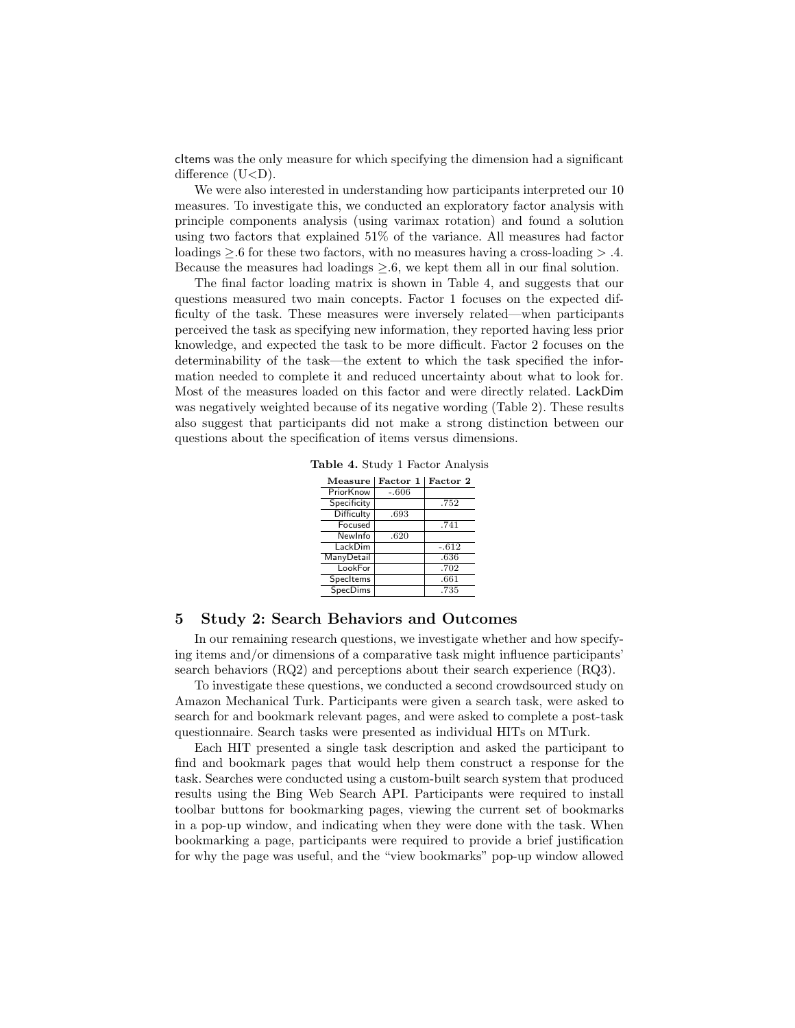cItems was the only measure for which specifying the dimension had a significant difference (U<D).

We were also interested in understanding how participants interpreted our 10 measures. To investigate this, we conducted an exploratory factor analysis with principle components analysis (using varimax rotation) and found a solution using two factors that explained 51% of the variance. All measures had factor loadings $\geq .6$ for these two factors, with no measures having a cross-loading $> .4$. Because the measures had loadings $\geq .6$, we kept them all in our final solution.

The final factor loading matrix is shown in Table 4, and suggests that our questions measured two main concepts. Factor 1 focuses on the expected difficulty of the task. These measures were inversely related—when participants perceived the task as specifying new information, they reported having less prior knowledge, and expected the task to be more difficult. Factor 2 focuses on the determinability of the task—the extent to which the task specified the information needed to complete it and reduced uncertainty about what to look for. Most of the measures loaded on this factor and were directly related. LackDim was negatively weighted because of its negative wording (Table 2). These results also suggest that participants did not make a strong distinction between our questions about the specification of items versus dimensions.

**Table 4.** Study 1 Factor Analysis

| Measure | Factor 1 | Factor 2 |
|---|---|---|
| PriorKnow | -.606 | |
| Specificity | | .752 |
| Difficulty | .693 | |
| Focused | | .741 |
| NewInfo | .620 | |
| LackDim | | -.612 |
| ManyDetail | | .636 |
| LookFor | | .702 |
| SpecItems | | .661 |
| SpecDims | | .735 |

## 5 Study 2: Search Behaviors and Outcomes

In our remaining research questions, we investigate whether and how specifying items and/or dimensions of a comparative task might influence participants' search behaviors (RQ2) and perceptions about their search experience (RQ3).

To investigate these questions, we conducted a second crowdsourced study on Amazon Mechanical Turk. Participants were given a search task, were asked to search for and bookmark relevant pages, and were asked to complete a post-task questionnaire. Search tasks were presented as individual HITs on MTurk.

Each HIT presented a single task description and asked the participant to find and bookmark pages that would help them construct a response for the task. Searches were conducted using a custom-built search system that produced results using the Bing Web Search API. Participants were required to install toolbar buttons for bookmarking pages, viewing the current set of bookmarks in a pop-up window, and indicating when they were done with the task. When bookmarking a page, participants were required to provide a brief justification for why the page was useful, and the "view bookmarks" pop-up window allowed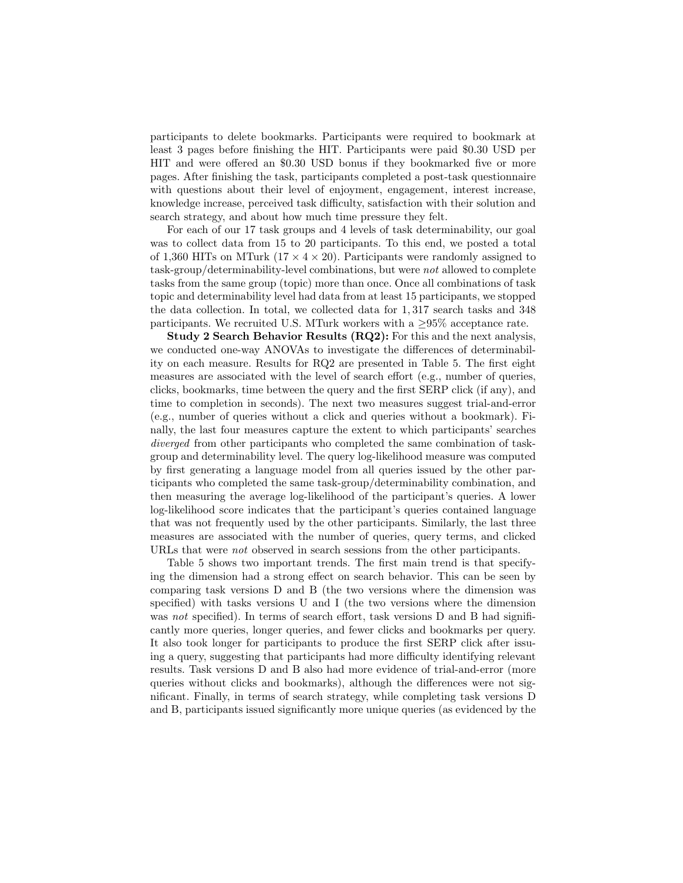participants to delete bookmarks. Participants were required to bookmark at least 3 pages before finishing the HIT. Participants were paid \$0.30 USD per HIT and were offered an \$0.30 USD bonus if they bookmarked five or more pages. After finishing the task, participants completed a post-task questionnaire with questions about their level of enjoyment, engagement, interest increase, knowledge increase, perceived task difficulty, satisfaction with their solution and search strategy, and about how much time pressure they felt.

For each of our 17 task groups and 4 levels of task determinability, our goal was to collect data from 15 to 20 participants. To this end, we posted a total of 1,360 HITs on MTurk ($17 \times 4 \times 20$). Participants were randomly assigned to task-group/determinability-level combinations, but were *not* allowed to complete tasks from the same group (topic) more than once. Once all combinations of task topic and determinability level had data from at least 15 participants, we stopped the data collection. In total, we collected data for $1,317$ search tasks and $348$ participants. We recruited U.S. MTurk workers with a $\geq$95% acceptance rate.

**Study 2 Search Behavior Results (RQ2):** For this and the next analysis, we conducted one-way ANOVAs to investigate the differences of determinability on each measure. Results for RQ2 are presented in Table 5. The first eight measures are associated with the level of search effort (e.g., number of queries, clicks, bookmarks, time between the query and the first SERP click (if any), and time to completion in seconds). The next two measures suggest trial-and-error (e.g., number of queries without a click and queries without a bookmark). Finally, the last four measures capture the extent to which participants' searches *diverged* from other participants who completed the same combination of task-group and determinability level. The query log-likelihood measure was computed by first generating a language model from all queries issued by the other participants who completed the same task-group/determinability combination, and then measuring the average log-likelihood of the participant's queries. A lower log-likelihood score indicates that the participant's queries contained language that was not frequently used by the other participants. Similarly, the last three measures are associated with the number of queries, query terms, and clicked URLs that were *not* observed in search sessions from the other participants.

Table 5 shows two important trends. The first main trend is that specifying the dimension had a strong effect on search behavior. This can be seen by comparing task versions D and B (the two versions where the dimension was specified) with tasks versions U and I (the two versions where the dimension was *not* specified). In terms of search effort, task versions D and B had significantly more queries, longer queries, and fewer clicks and bookmarks per query. It also took longer for participants to produce the first SERP click after issuing a query, suggesting that participants had more difficulty identifying relevant results. Task versions D and B also had more evidence of trial-and-error (more queries without clicks and bookmarks), although the differences were not significant. Finally, in terms of search strategy, while completing task versions D and B, participants issued significantly more unique queries (as evidenced by the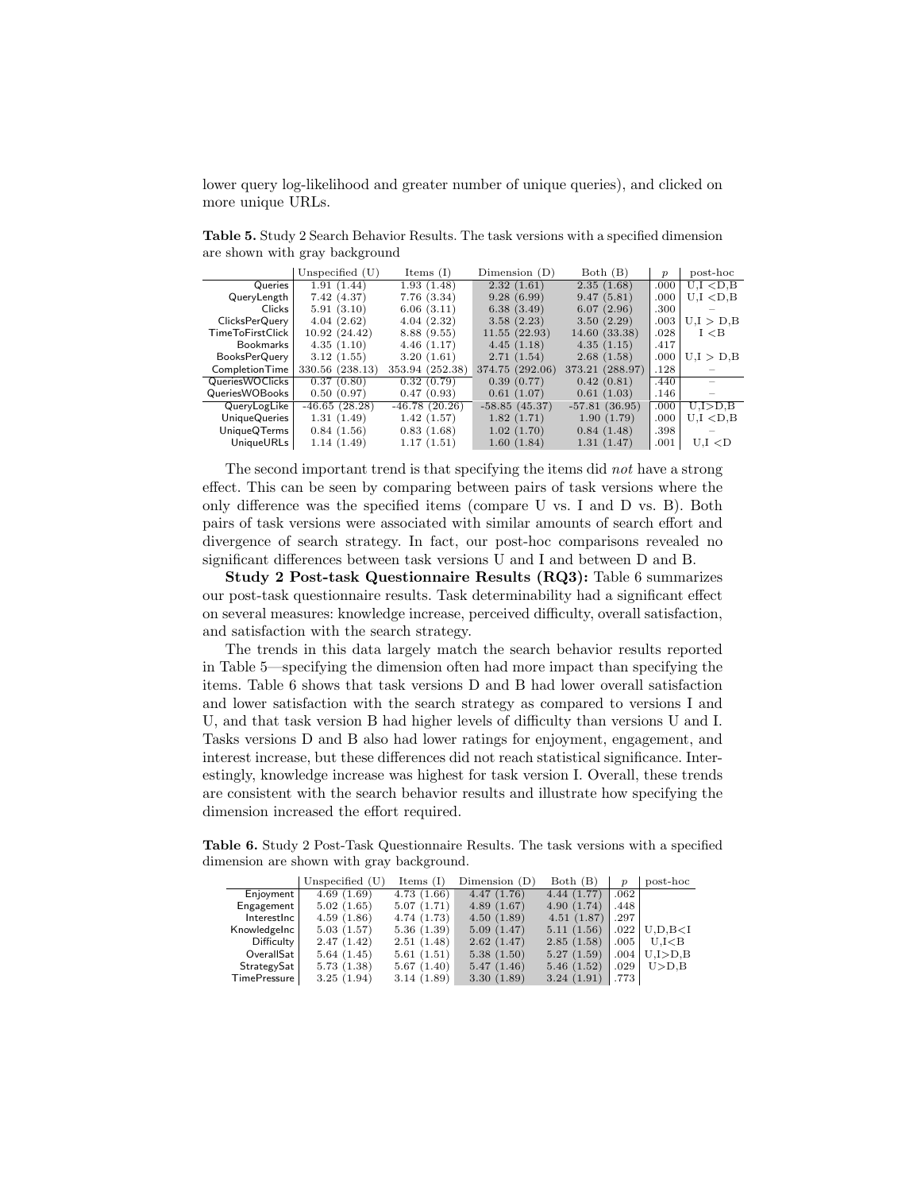lower query log-likelihood and greater number of unique queries), and clicked on more unique URLs.

**Table 5.** Study 2 Search Behavior Results. The task versions with a specified dimension are shown with gray background

| | Unspecified (U) | Items (I) | Dimension (D) | Both (B) | $p$ | post-hoc |
|---|---|---|---|---|---|---|
| Queries | 1.91 (1.44) | 1.93 (1.48) | 2.32 (1.61) | 2.35 (1.68) | .000 | U,I <D,B |
| QueryLength | 7.42 (4.37) | 7.76 (3.34) | 9.28 (6.99) | 9.47 (5.81) | .000 | U,I <D,B |
| Clicks | 5.91 (3.10) | 6.06 (3.11) | 6.38 (3.49) | 6.07 (2.96) | .300 | – |
| ClicksPerQuery | 4.04 (2.62) | 4.04 (2.32) | 3.58 (2.23) | 3.50 (2.29) | .003 | U,I > D,B |
| TimeToFirstClick | 10.92 (24.42) | 8.88 (9.55) | 11.55 (22.93) | 14.60 (33.38) | .028 | I <B |
| Bookmarks | 4.35 (1.10) | 4.46 (1.17) | 4.45 (1.18) | 4.35 (1.15) | .417 | |
| BooksPerQuery | 3.12 (1.55) | 3.20 (1.61) | 2.71 (1.54) | 2.68 (1.58) | .000 | U,I > D,B |
| CompletionTime | 330.56 (238.13) | 353.94 (252.38) | 374.75 (292.06) | 373.21 (288.97) | .128 | – |
| QueriesWOClicks | 0.37 (0.80) | 0.32 (0.79) | 0.39 (0.77) | 0.42 (0.81) | .440 | – |
| QueriesWOBooks | 0.50 (0.97) | 0.47 (0.93) | 0.61 (1.07) | 0.61 (1.03) | .146 | – |
| QueryLogLike | -46.65 (28.28) | -46.78 (20.26) | -58.85 (45.37) | -57.81 (36.95) | .000 | U,I>D,B |
| UniqueQueries | 1.31 (1.49) | 1.42 (1.57) | 1.82 (1.71) | 1.90 (1.79) | .000 | U,I <D,B |
| UniqueQTerms | 0.84 (1.56) | 0.83 (1.68) | 1.02 (1.70) | 0.84 (1.48) | .398 | – |
| UniqueURLs | 1.14 (1.49) | 1.17 (1.51) | 1.60 (1.84) | 1.31 (1.47) | .001 | U,I <D |

The second important trend is that specifying the items did *not* have a strong effect. This can be seen by comparing between pairs of task versions where the only difference was the specified items (compare U vs. I and D vs. B). Both pairs of task versions were associated with similar amounts of search effort and divergence of search strategy. In fact, our post-hoc comparisons revealed no significant differences between task versions U and I and between D and B.

**Study 2 Post-task Questionnaire Results (RQ3):** Table 6 summarizes our post-task questionnaire results. Task determinability had a significant effect on several measures: knowledge increase, perceived difficulty, overall satisfaction, and satisfaction with the search strategy.

The trends in this data largely match the search behavior results reported in Table 5—specifying the dimension often had more impact than specifying the items. Table 6 shows that task versions D and B had lower overall satisfaction and lower satisfaction with the search strategy as compared to versions I and U, and that task version B had higher levels of difficulty than versions U and I. Tasks versions D and B also had lower ratings for enjoyment, engagement, and interest increase, but these differences did not reach statistical significance. Interestingly, knowledge increase was highest for task version I. Overall, these trends are consistent with the search behavior results and illustrate how specifying the dimension increased the effort required.

**Table 6.** Study 2 Post-Task Questionnaire Results. The task versions with a specified dimension are shown with gray background.

| | Unspecified (U) | Items (I) | Dimension (D) | Both (B) | $p$ | post-hoc |
|---|---|---|---|---|---|---|
| Enjoyment | 4.69 (1.69) | 4.73 (1.66) | 4.47 (1.76) | 4.44 (1.77) | .062 | |
| Engagement | 5.02 (1.65) | 5.07 (1.71) | 4.89 (1.67) | 4.90 (1.74) | .448 | |
| InterestInc | 4.59 (1.86) | 4.74 (1.73) | 4.50 (1.89) | 4.51 (1.87) | .297 | |
| KnowledgeInc | 5.03 (1.57) | 5.36 (1.39) | 5.09 (1.47) | 5.11 (1.56) | .022 | U,D,B<I |
| Difficulty | 2.47 (1.42) | 2.51 (1.48) | 2.62 (1.47) | 2.85 (1.58) | .005 | U,I<B |
| OverallSat | 5.64 (1.45) | 5.61 (1.51) | 5.38 (1.50) | 5.27 (1.59) | .004 | U,I>D,B |
| StrategySat | 5.73 (1.38) | 5.67 (1.40) | 5.47 (1.46) | 5.46 (1.52) | .029 | U>D,B |
| TimePressure | 3.25 (1.94) | 3.14 (1.89) | 3.30 (1.89) | 3.24 (1.91) | .773 | |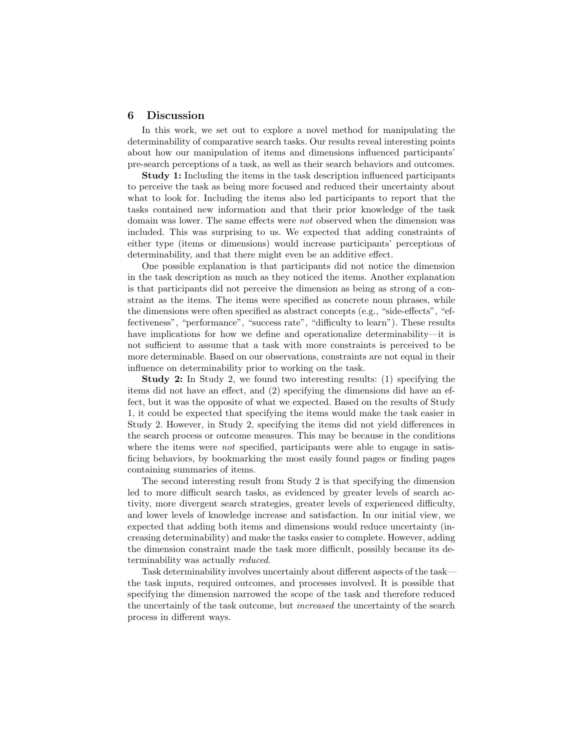## 6 Discussion

In this work, we set out to explore a novel method for manipulating the determinability of comparative search tasks. Our results reveal interesting points about how our manipulation of items and dimensions influenced participants' pre-search perceptions of a task, as well as their search behaviors and outcomes.

**Study 1:** Including the items in the task description influenced participants to perceive the task as being more focused and reduced their uncertainty about what to look for. Including the items also led participants to report that the tasks contained new information and that their prior knowledge of the task domain was lower. The same effects were *not* observed when the dimension was included. This was surprising to us. We expected that adding constraints of either type (items or dimensions) would increase participants' perceptions of determinability, and that there might even be an additive effect.

One possible explanation is that participants did not notice the dimension in the task description as much as they noticed the items. Another explanation is that participants did not perceive the dimension as being as strong of a constraint as the items. The items were specified as concrete noun phrases, while the dimensions were often specified as abstract concepts (e.g., "side-effects", "effectiveness", "performance", "success rate", "difficulty to learn"). These results have implications for how we define and operationalize determinability—it is not sufficient to assume that a task with more constraints is perceived to be more determinable. Based on our observations, constraints are not equal in their influence on determinability prior to working on the task.

**Study 2:** In Study 2, we found two interesting results: (1) specifying the items did not have an effect, and (2) specifying the dimensions did have an effect, but it was the opposite of what we expected. Based on the results of Study 1, it could be expected that specifying the items would make the task easier in Study 2. However, in Study 2, specifying the items did not yield differences in the search process or outcome measures. This may be because in the conditions where the items were *not* specified, participants were able to engage in satisficing behaviors, by bookmarking the most easily found pages or finding pages containing summaries of items.

The second interesting result from Study 2 is that specifying the dimension led to more difficult search tasks, as evidenced by greater levels of search activity, more divergent search strategies, greater levels of experienced difficulty, and lower levels of knowledge increase and satisfaction. In our initial view, we expected that adding both items and dimensions would reduce uncertainty (increasing determinability) and make the tasks easier to complete. However, adding the dimension constraint made the task more difficult, possibly because its determinability was actually *reduced*.

Task determinability involves uncertainly about different aspects of the task—the task inputs, required outcomes, and processes involved. It is possible that specifying the dimension narrowed the scope of the task and therefore reduced the uncertainly of the task outcome, but *increased* the uncertainty of the search process in different ways.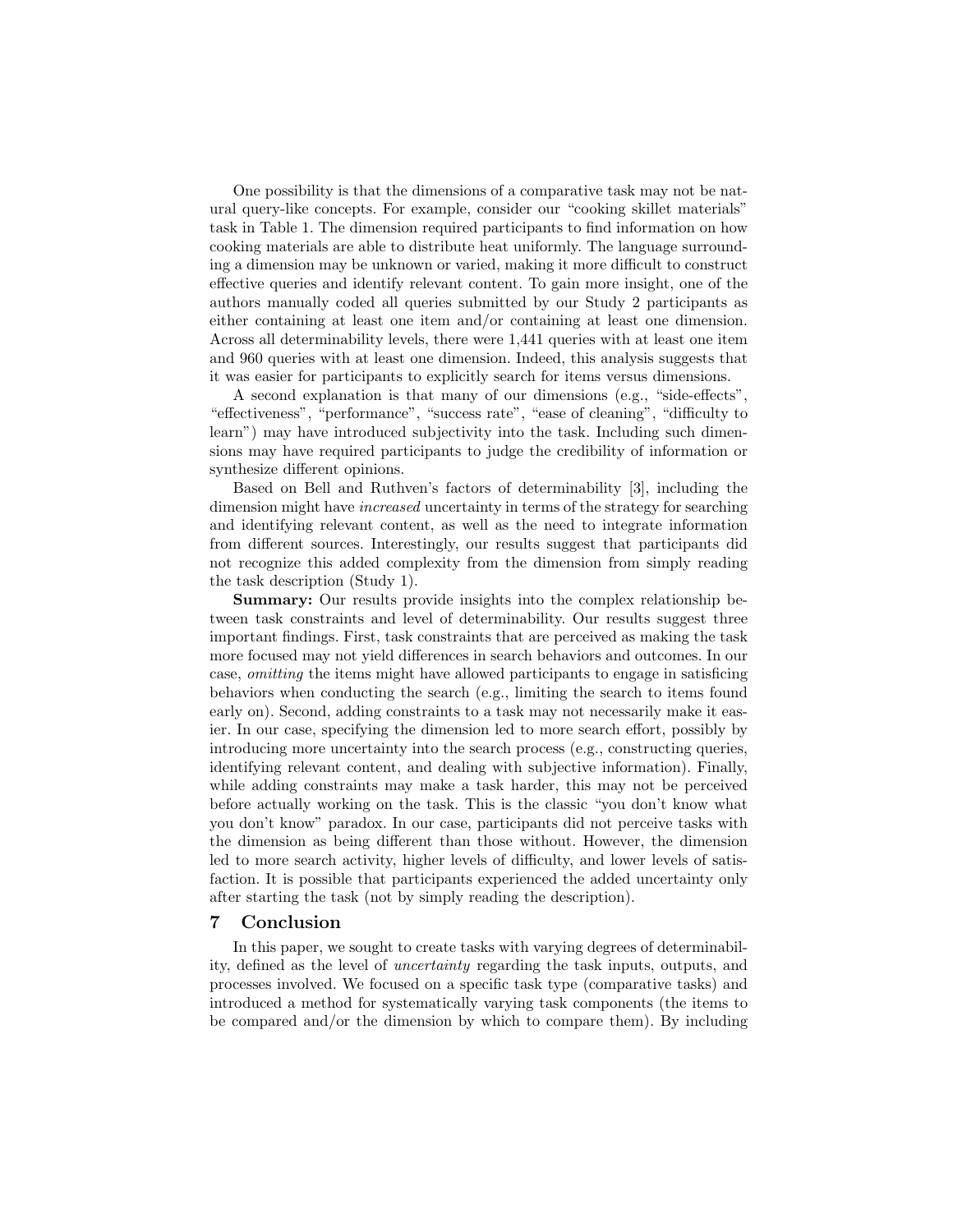One possibility is that the dimensions of a comparative task may not be natural query-like concepts. For example, consider our "cooking skillet materials" task in Table 1. The dimension required participants to find information on how cooking materials are able to distribute heat uniformly. The language surrounding a dimension may be unknown or varied, making it more difficult to construct effective queries and identify relevant content. To gain more insight, one of the authors manually coded all queries submitted by our Study 2 participants as either containing at least one item and/or containing at least one dimension. Across all determinability levels, there were 1,441 queries with at least one item and 960 queries with at least one dimension. Indeed, this analysis suggests that it was easier for participants to explicitly search for items versus dimensions.

A second explanation is that many of our dimensions (e.g., "side-effects", "effectiveness", "performance", "success rate", "ease of cleaning", "difficulty to learn") may have introduced subjectivity into the task. Including such dimensions may have required participants to judge the credibility of information or synthesize different opinions.

Based on Bell and Ruthven's factors of determinability [3], including the dimension might have *increased* uncertainty in terms of the strategy for searching and identifying relevant content, as well as the need to integrate information from different sources. Interestingly, our results suggest that participants did not recognize this added complexity from the dimension from simply reading the task description (Study 1).

**Summary:** Our results provide insights into the complex relationship between task constraints and level of determinability. Our results suggest three important findings. First, task constraints that are perceived as making the task more focused may not yield differences in search behaviors and outcomes. In our case, *omitting* the items might have allowed participants to engage in satisficing behaviors when conducting the search (e.g., limiting the search to items found early on). Second, adding constraints to a task may not necessarily make it easier. In our case, specifying the dimension led to more search effort, possibly by introducing more uncertainty into the search process (e.g., constructing queries, identifying relevant content, and dealing with subjective information). Finally, while adding constraints may make a task harder, this may not be perceived before actually working on the task. This is the classic "you don't know what you don't know" paradox. In our case, participants did not perceive tasks with the dimension as being different than those without. However, the dimension led to more search activity, higher levels of difficulty, and lower levels of satisfaction. It is possible that participants experienced the added uncertainty only after starting the task (not by simply reading the description).

## 7 Conclusion

In this paper, we sought to create tasks with varying degrees of determinability, defined as the level of *uncertainty* regarding the task inputs, outputs, and processes involved. We focused on a specific task type (comparative tasks) and introduced a method for systematically varying task components (the items to be compared and/or the dimension by which to compare them). By including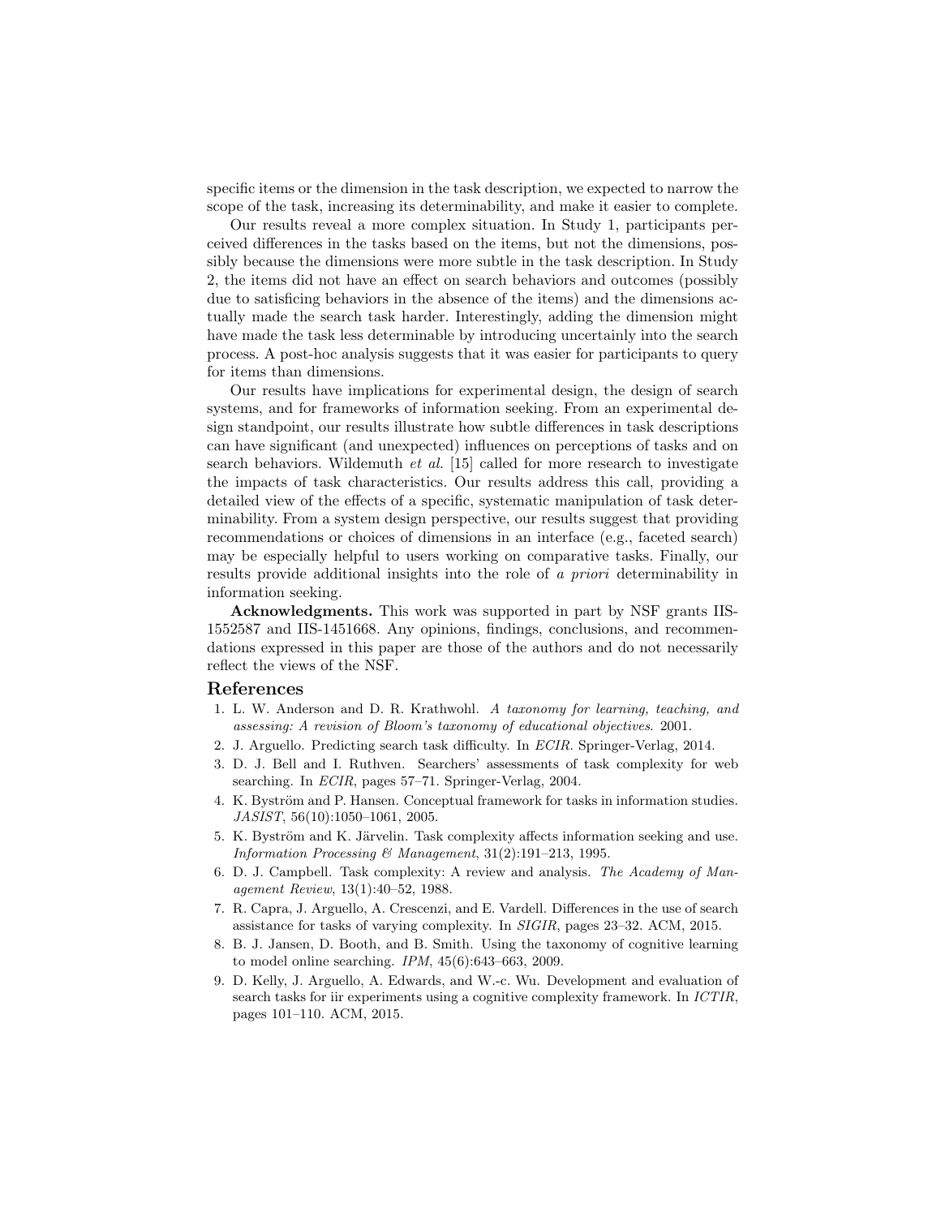specific items or the dimension in the task description, we expected to narrow the scope of the task, increasing its determinability, and make it easier to complete.

Our results reveal a more complex situation. In Study 1, participants perceived differences in the tasks based on the items, but not the dimensions, possibly because the dimensions were more subtle in the task description. In Study 2, the items did not have an effect on search behaviors and outcomes (possibly due to satisficing behaviors in the absence of the items) and the dimensions actually made the search task harder. Interestingly, adding the dimension might have made the task less determinable by introducing uncertainly into the search process. A post-hoc analysis suggests that it was easier for participants to query for items than dimensions.

Our results have implications for experimental design, the design of search systems, and for frameworks of information seeking. From an experimental design standpoint, our results illustrate how subtle differences in task descriptions can have significant (and unexpected) influences on perceptions of tasks and on search behaviors. Wildemuth *et al.* [15] called for more research to investigate the impacts of task characteristics. Our results address this call, providing a detailed view of the effects of a specific, systematic manipulation of task determinability. From a system design perspective, our results suggest that providing recommendations or choices of dimensions in an interface (e.g., faceted search) may be especially helpful to users working on comparative tasks. Finally, our results provide additional insights into the role of *a priori* determinability in information seeking.

**Acknowledgments.** This work was supported in part by NSF grants IIS-1552587 and IIS-1451668. Any opinions, findings, conclusions, and recommendations expressed in this paper are those of the authors and do not necessarily reflect the views of the NSF.

## References

1. L. W. Anderson and D. R. Krathwohl. *A taxonomy for learning, teaching, and assessing: A revision of Bloom's taxonomy of educational objectives*. 2001.
2. J. Arguello. Predicting search task difficulty. In *ECIR*. Springer-Verlag, 2014.
3. D. J. Bell and I. Ruthven. Searchers' assessments of task complexity for web searching. In *ECIR*, pages 57–71. Springer-Verlag, 2004.
4. K. Byström and P. Hansen. Conceptual framework for tasks in information studies. *JASIST*, 56(10):1050–1061, 2005.
5. K. Byström and K. Järvelin. Task complexity affects information seeking and use. *Information Processing & Management*, 31(2):191–213, 1995.
6. D. J. Campbell. Task complexity: A review and analysis. *The Academy of Management Review*, 13(1):40–52, 1988.
7. R. Capra, J. Arguello, A. Crescenzi, and E. Vardell. Differences in the use of search assistance for tasks of varying complexity. In *SIGIR*, pages 23–32. ACM, 2015.
8. B. J. Jansen, D. Booth, and B. Smith. Using the taxonomy of cognitive learning to model online searching. *IPM*, 45(6):643–663, 2009.
9. D. Kelly, J. Arguello, A. Edwards, and W.-c. Wu. Development and evaluation of search tasks for iir experiments using a cognitive complexity framework. In *ICTIR*, pages 101–110. ACM, 2015.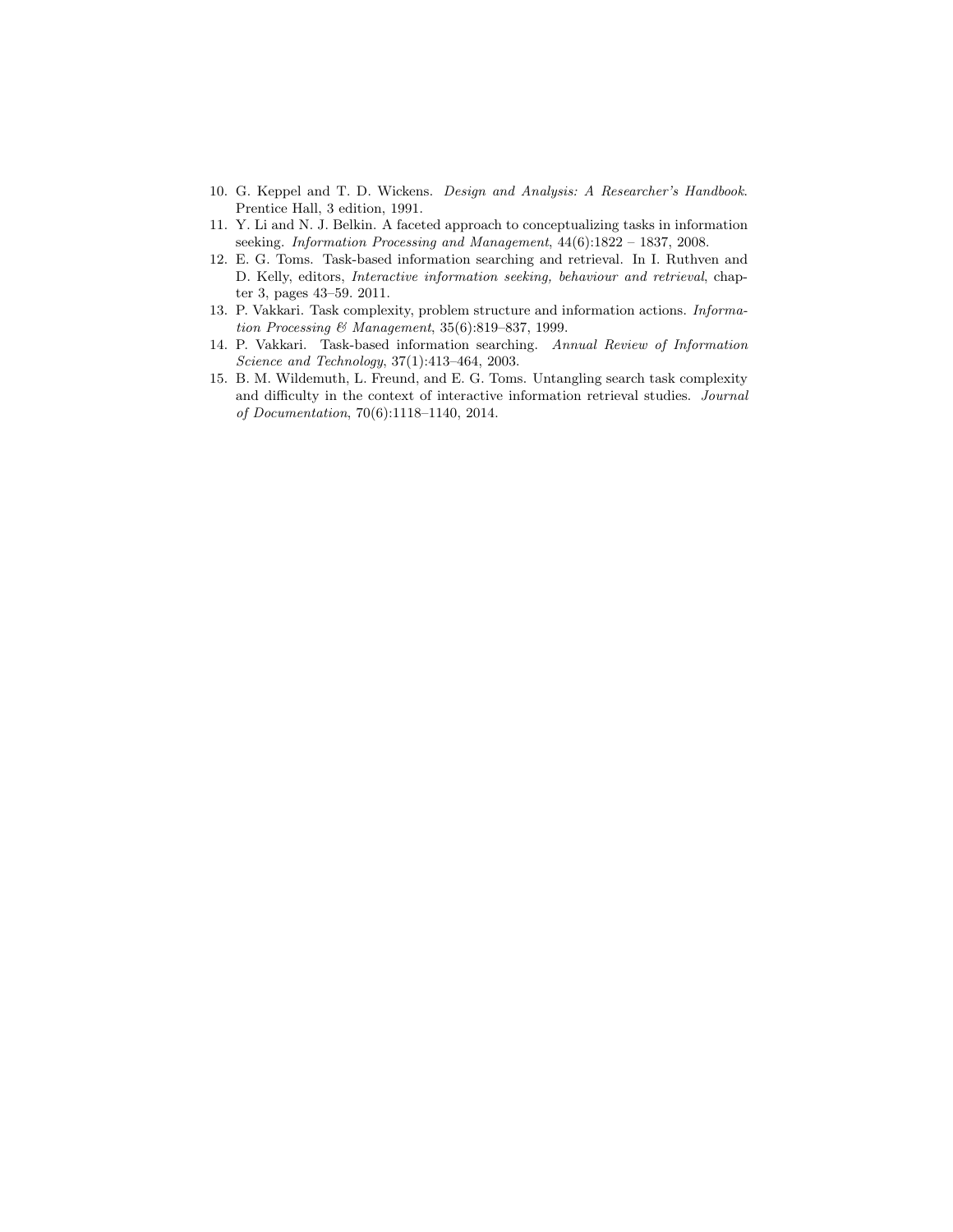10. G. Keppel and T. D. Wickens. *Design and Analysis: A Researcher's Handbook*. Prentice Hall, 3 edition, 1991.
11. Y. Li and N. J. Belkin. A faceted approach to conceptualizing tasks in information seeking. *Information Processing and Management*, 44(6):1822 – 1837, 2008.
12. E. G. Toms. Task-based information searching and retrieval. In I. Ruthven and D. Kelly, editors, *Interactive information seeking, behaviour and retrieval*, chapter 3, pages 43–59. 2011.
13. P. Vakkari. Task complexity, problem structure and information actions. *Information Processing & Management*, 35(6):819–837, 1999.
14. P. Vakkari. Task-based information searching. *Annual Review of Information Science and Technology*, 37(1):413–464, 2003.
15. B. M. Wildemuth, L. Freund, and E. G. Toms. Untangling search task complexity and difficulty in the context of interactive information retrieval studies. *Journal of Documentation*, 70(6):1118–1140, 2014.